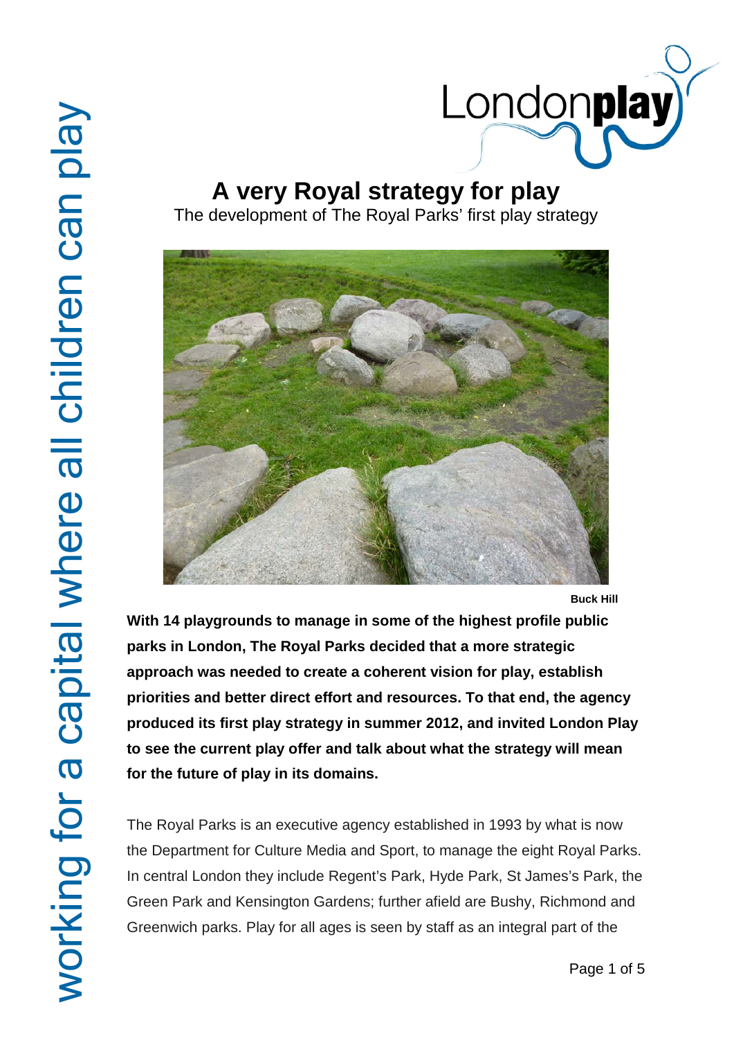# A very Royal strategy for play

The development of The Royal Parks' first play strategy

Buck Hill

**With 14 playgrounds to manage in some of the highest profile public parks in London, The Royal Parks decided that a more strategic approach was needed to create a coherent vision for play, establish priorities and better direct effort and resources. To that end, the agency produced its first play strategy in summer 2012, and invited London Play to see the current play offer and talk about what the strategy will mean for the future of play in its domains.**

The Royal Parks is an executive agency established in 1993 by what is now the Department for Culture Media and Sport, to manage the eight Royal Parks. In central London they include Regent's Park, Hyde Park, St James's Park, the Green Park and Kensington Gardens; further afield are Bushy, Richmond and Greenwich parks. Play for all ages is seen by staff as an integral part of the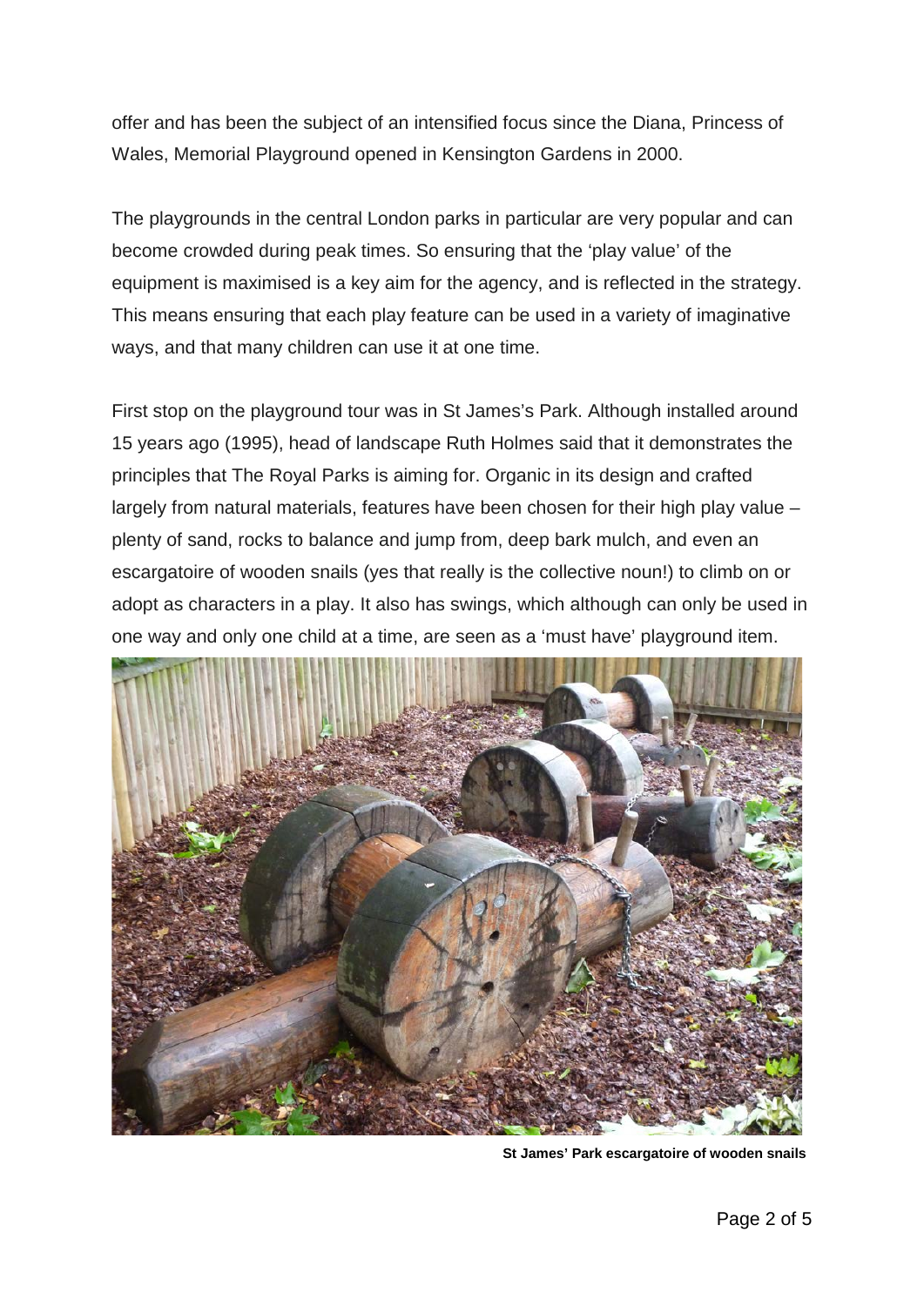offer and has been the subject of an intensified focus since the Diana, Princess of Wales, Memorial Playground opened in Kensington Gardens in 2000.

The playgrounds in the central London parks in particular are very popular and can become crowded during peak times. So ensuring that the 'play value' of the equipment is maximised is a key aim for the agency, and is reflected in the strategy. This means ensuring that each play feature can be used in a variety of imaginative ways, and that many children can use it at one time.

First stop on the playground tour was in St James's Park. Although installed around 15 years ago (1995), head of landscape Ruth Holmes said that it demonstrates the principles that The Royal Parks is aiming for. Organic in its design and crafted largely from natural materials, features have been chosen for their high play value – plenty of sand, rocks to balance and jump from, deep bark mulch, and even an escargatoire of wooden snails (yes that really is the collective noun!) to climb on or adopt as characters in a play. It also has swings, which although can only be used in one way and only one child at a time, are seen as a 'must have' playground item.

**St James' Park escargatoire of wooden snails**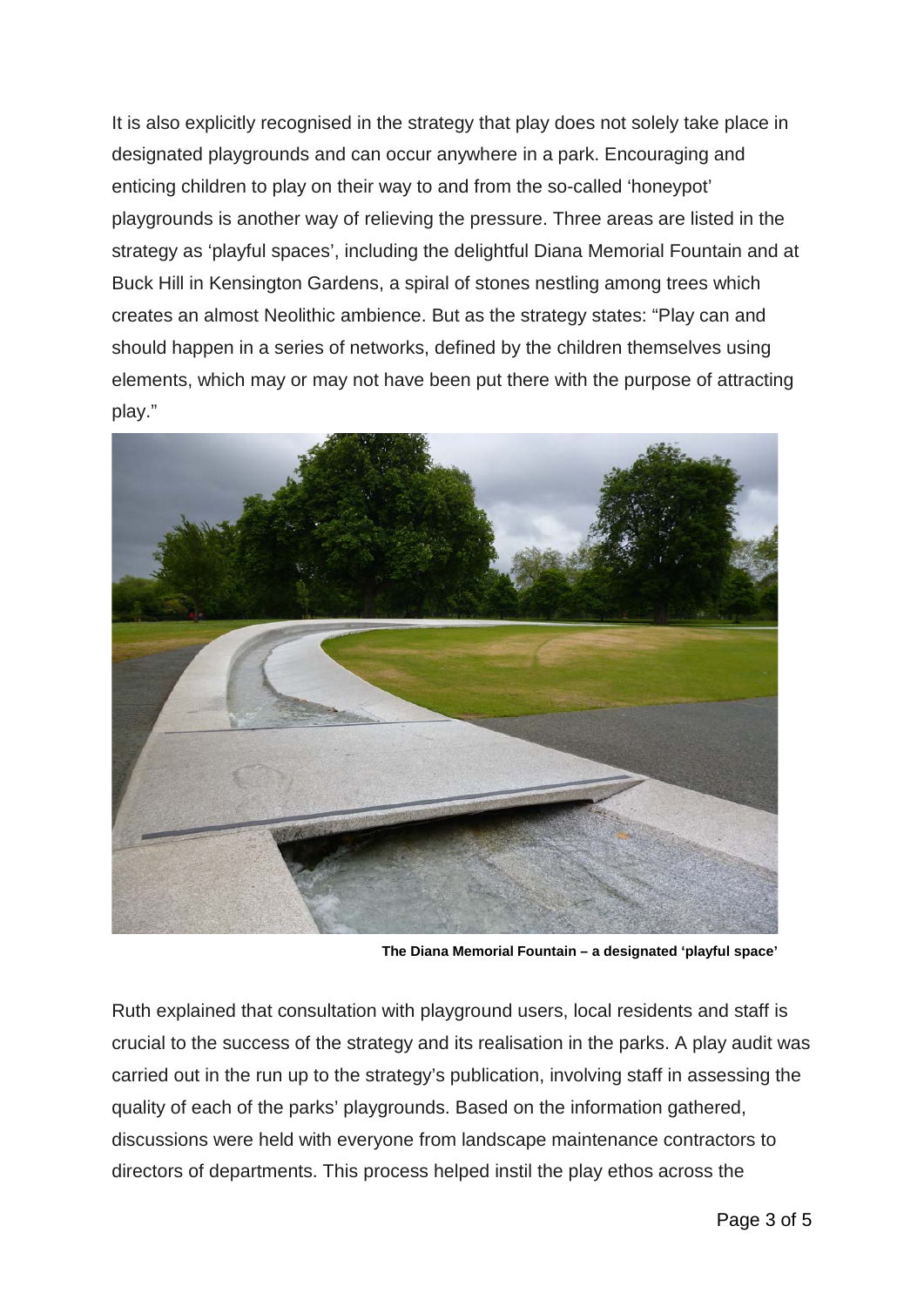It is also explicitly recognised in the strategy that play does not solely take place in designated playgrounds and can occur anywhere in a park. Encouraging and enticing children to play on their way to and from the so-called 'honeypot' playgrounds is another way of relieving the pressure. Three areas are listed in the strategy as 'playful spaces', including the delightful Diana Memorial Fountain and at Buck Hill in Kensington Gardens, a spiral of stones nestling among trees which creates an almost Neolithic ambience. But as the strategy states: "Play can and should happen in a series of networks, defined by the children themselves using elements, which may or may not have been put there with the purpose of attracting play."

**The Diana Memorial Fountain – a designated 'playful space'**

Ruth explained that consultation with playground users, local residents and staff is crucial to the success of the strategy and its realisation in the parks. A play audit was carried out in the run up to the strategy's publication, involving staff in assessing the quality of each of the parks' playgrounds. Based on the information gathered, discussions were held with everyone from landscape maintenance contractors to directors of departments. This process helped instil the play ethos across the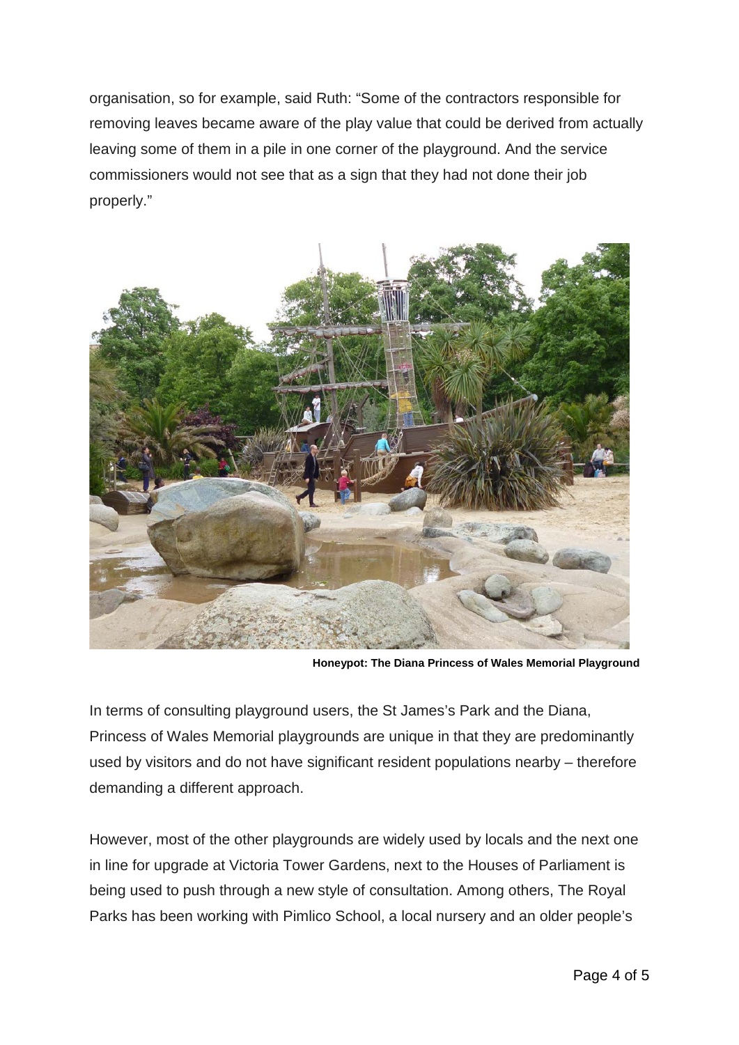organisation, so for example, said Ruth: “Some of the contractors responsible for removing leaves became aware of the play value that could be derived from actually leaving some of them in a pile in one corner of the playground. And the service commissioners would not see that as a sign that they had not done their job properly.”

**Honeypot: The Diana Princess of Wales Memorial Playground**

In terms of consulting playground users, the St James’s Park and the Diana, Princess of Wales Memorial playgrounds are unique in that they are predominantly used by visitors and do not have significant resident populations nearby – therefore demanding a different approach.

However, most of the other playgrounds are widely used by locals and the next one in line for upgrade at Victoria Tower Gardens, next to the Houses of Parliament is being used to push through a new style of consultation. Among others, The Royal Parks has been working with Pimlico School, a local nursery and an older people’s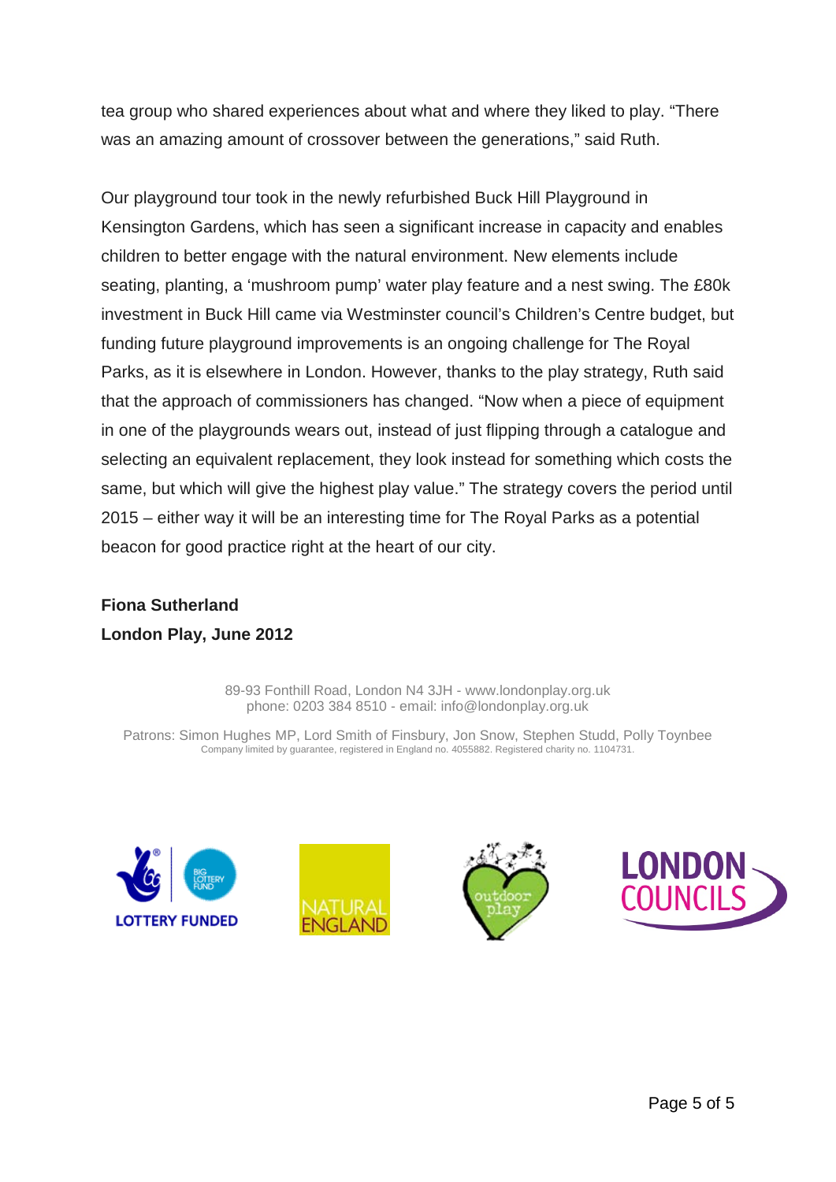tea group who shared experiences about what and where they liked to play. “There was an amazing amount of crossover between the generations,” said Ruth.

Our playground tour took in the newly refurbished Buck Hill Playground in Kensington Gardens, which has seen a significant increase in capacity and enables children to better engage with the natural environment. New elements include seating, planting, a ‘mushroom pump’ water play feature and a nest swing. The £80k investment in Buck Hill came via Westminster council’s Children’s Centre budget, but funding future playground improvements is an ongoing challenge for The Royal Parks, as it is elsewhere in London. However, thanks to the play strategy, Ruth said that the approach of commissioners has changed. “Now when a piece of equipment in one of the playgrounds wears out, instead of just flipping through a catalogue and selecting an equivalent replacement, they look instead for something which costs the same, but which will give the highest play value.” The strategy covers the period until 2015 – either way it will be an interesting time for The Royal Parks as a potential beacon for good practice right at the heart of our city.

**Fiona Sutherland**
**London Play, June 2012**

89-93 Fonthill Road, London N4 3JH - www.londonplay.org.uk
phone: 0203 384 8510 - email: info@londonplay.org.uk

Patrons: Simon Hughes MP, Lord Smith of Finsbury, Jon Snow, Stephen Studd, Polly Toynbee
Company limited by guarantee, registered in England no. 4055882. Registered charity no. 1104731.

LOTTERY FUNDED BIG LOTTERY FUND

NATURAL ENGLAND

outdoor play

LONDON COUNCILS